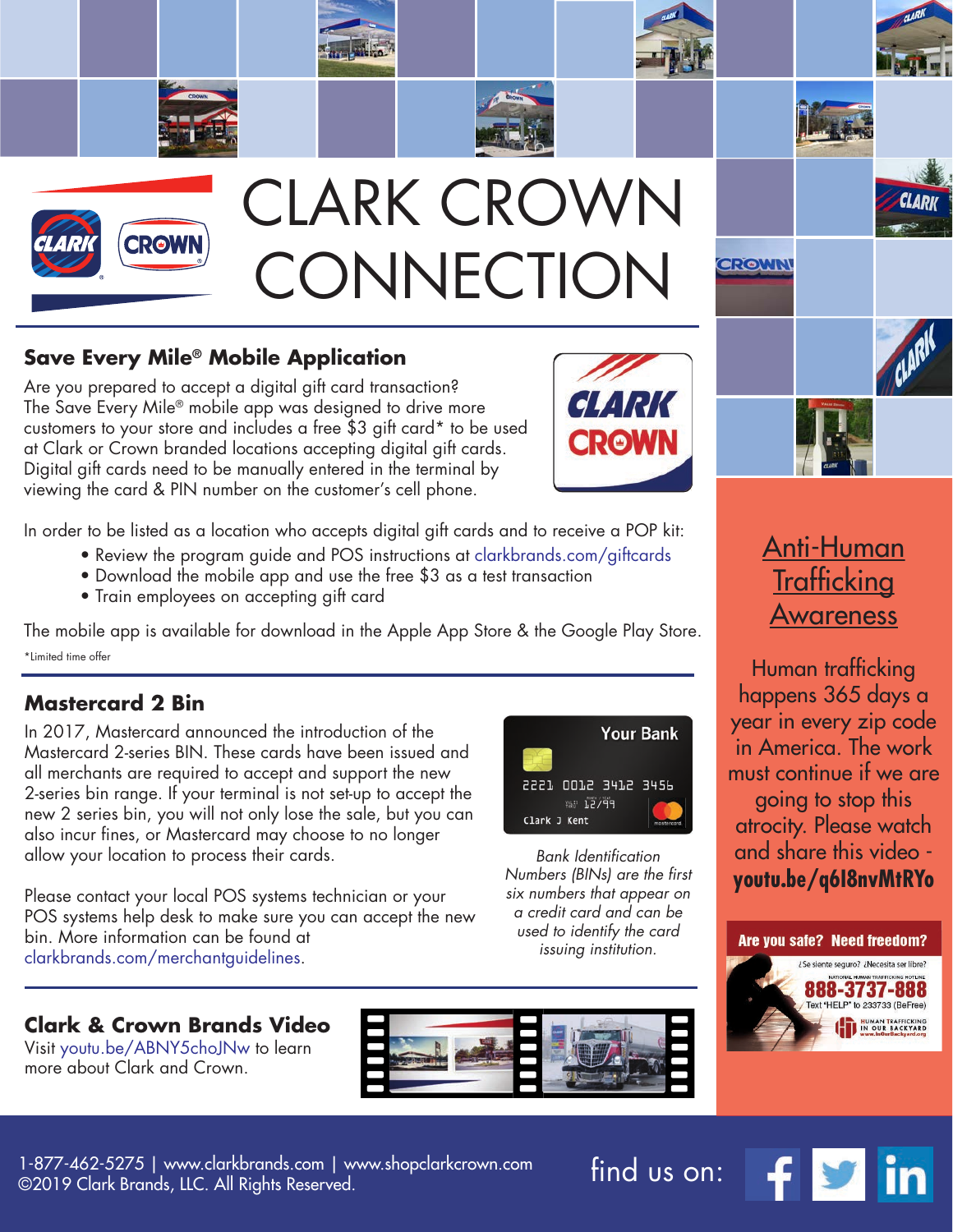# CLARK CROWN CONNECTION

## Save Every Mile® Mobile Application

Are you prepared to accept a digital gift card transaction? The Save Every Mile® mobile app was designed to drive more customers to your store and includes a free $3 gift card* to be used at Clark or Crown branded locations accepting digital gift cards. Digital gift cards need to be manually entered in the terminal by viewing the card & PIN number on the customer's cell phone.

In order to be listed as a location who accepts digital gift cards and to receive a POP kit:

- Review the program guide and POS instructions at clarkbrands.com/giftcards
- Download the mobile app and use the free $3 as a test transaction
- Train employees on accepting gift card

The mobile app is available for download in the Apple App Store & the Google Play Store.

*Limited time offer

## Mastercard 2 Bin

In 2017, Mastercard announced the introduction of the Mastercard 2-series BIN. These cards have been issued and all merchants are required to accept and support the new 2-series bin range. If your terminal is not set-up to accept the new 2 series bin, you will not only lose the sale, but you can also incur fines, or Mastercard may choose to no longer allow your location to process their cards.

Please contact your local POS systems technician or your POS systems help desk to make sure you can accept the new bin. More information can be found at clarkbrands.com/merchantguidelines.

*Bank Identification Numbers (BINs) are the first six numbers that appear on a credit card and can be used to identify the card issuing institution.*

## Clark & Crown Brands Video

Visit youtu.be/ABNY5choJNw to learn more about Clark and Crown.

## Anti-Human Trafficking Awareness

Human trafficking happens 365 days a year in every zip code in America. The work must continue if we are going to stop this atrocity. Please watch and share this video - **youtu.be/q6I8nvMtRYo**

**Are you safe? Need freedom?**

¿Se siente seguro? ¿Necesita ser libre?

NATIONAL HUMAN TRAFFICKING HOTLINE

**888-3737-888**

Text "HELP" to 233733 (BeFree)

HUMAN TRAFFICKING IN OUR BACKYARD
www.InOurBackyard.org

1-877-462-5275 | www.clarkbrands.com | www.shopclarkcrown.com
©2019 Clark Brands, LLC. All Rights Reserved.

find us on: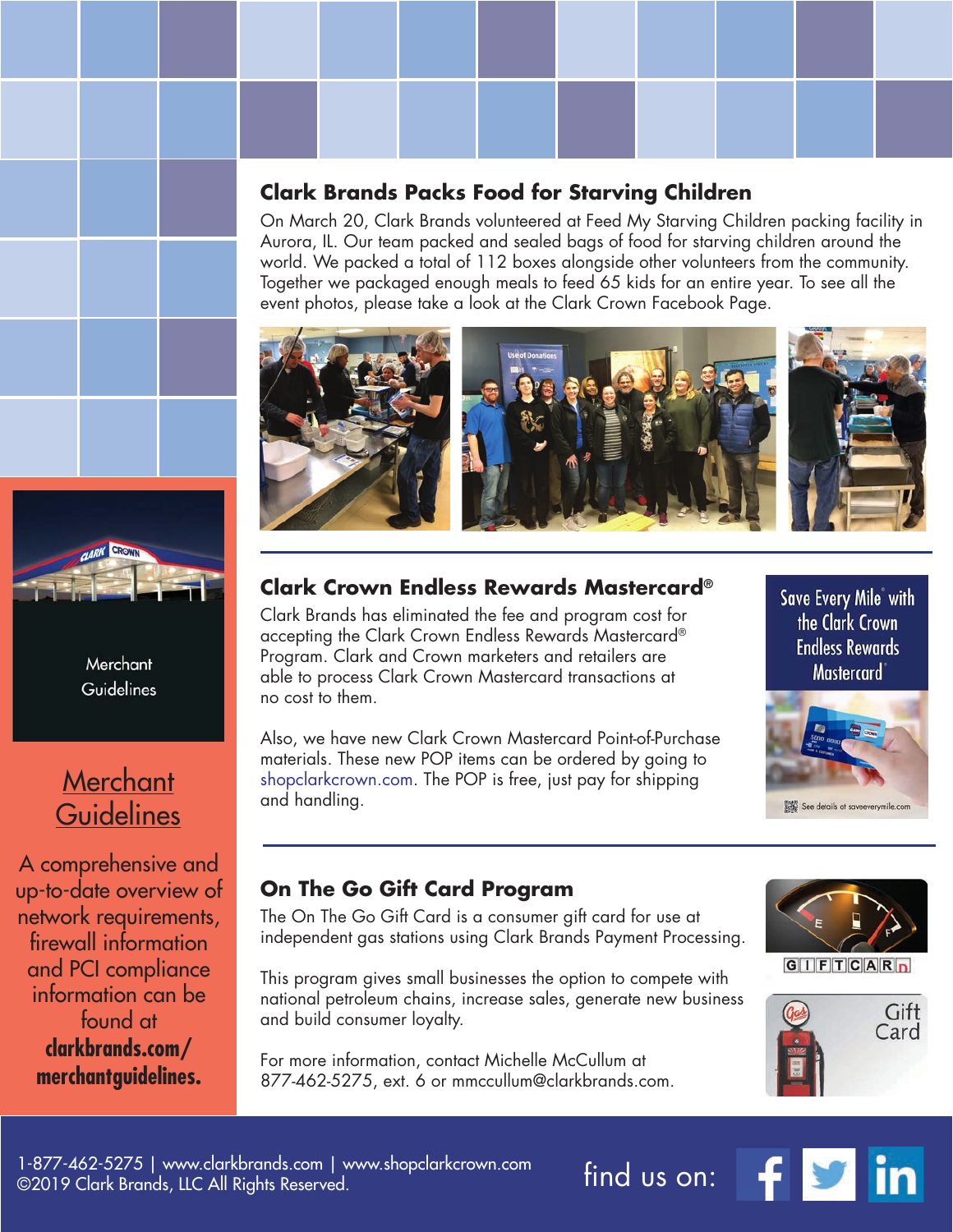## Clark Brands Packs Food for Starving Children

On March 20, Clark Brands volunteered at Feed My Starving Children packing facility in Aurora, IL. Our team packed and sealed bags of food for starving children around the world. We packed a total of 112 boxes alongside other volunteers from the community. Together we packaged enough meals to feed 65 kids for an entire year. To see all the event photos, please take a look at the Clark Crown Facebook Page.

## Clark Crown Endless Rewards Mastercard®

Clark Brands has eliminated the fee and program cost for accepting the Clark Crown Endless Rewards Mastercard® Program. Clark and Crown marketers and retailers are able to process Clark Crown Mastercard transactions at no cost to them.

Also, we have new Clark Crown Mastercard Point-of-Purchase materials. These new POP items can be ordered by going to shopclarkcrown.com. The POP is free, just pay for shipping and handling.

Save Every Mile® with the Clark Crown Endless Rewards Mastercard®

See details at saveeverymile.com

## On The Go Gift Card Program

The On The Go Gift Card is a consumer gift card for use at independent gas stations using Clark Brands Payment Processing.

This program gives small businesses the option to compete with national petroleum chains, increase sales, generate new business and build consumer loyalty.

For more information, contact Michelle McCullum at 877-462-5275, ext. 6 or mmccullum@clarkbrands.com.

GIFTCARD

Gift Card

Merchant Guidelines

## Merchant Guidelines

A comprehensive and up-to-date overview of network requirements, firewall information and PCI compliance information can be found at **clarkbrands.com/merchantguidelines.**

1-877-462-5275 | www.clarkbrands.com | www.shopclarkcrown.com
©2019 Clark Brands, LLC All Rights Reserved.

find us on: